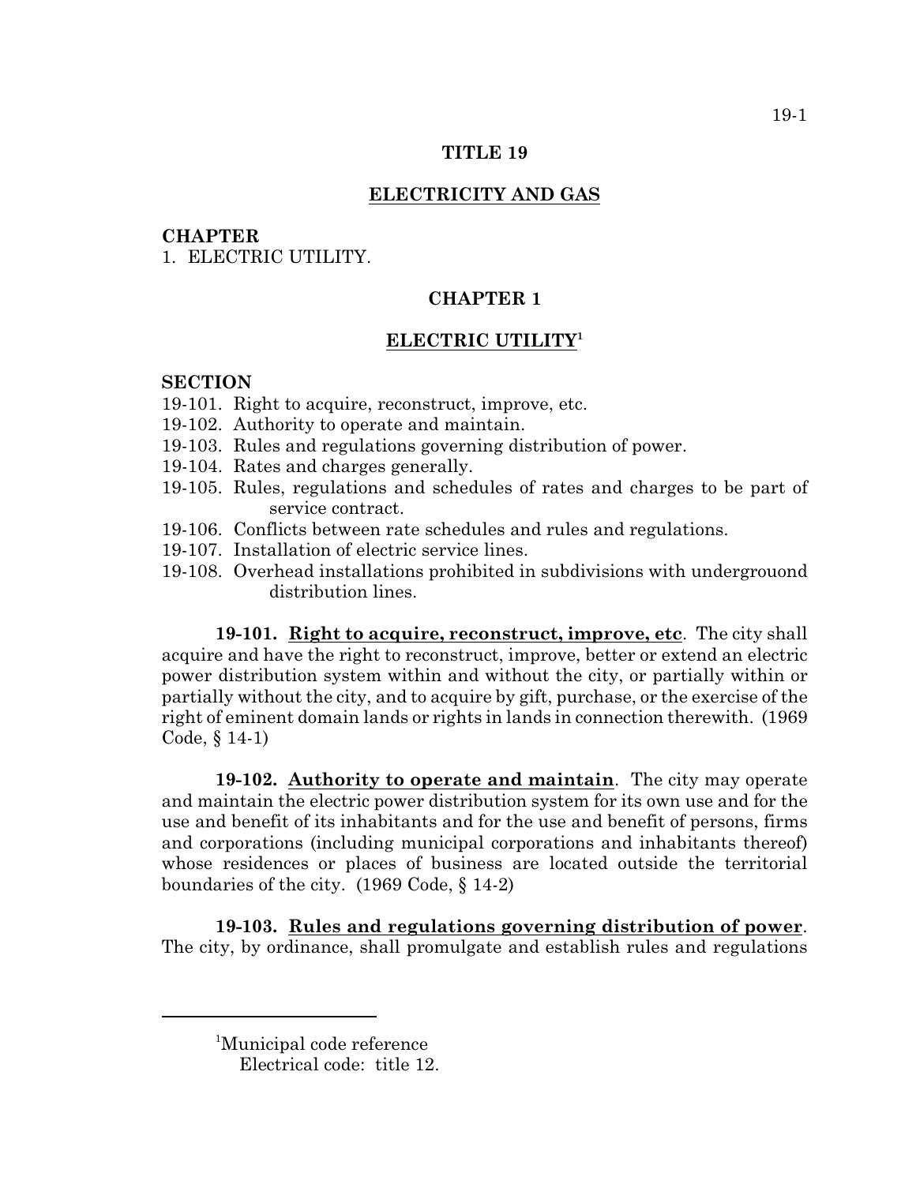# TITLE 19

## ELECTRICITY AND GAS

**CHAPTER**

1. ELECTRIC UTILITY.

## CHAPTER 1

## ELECTRIC UTILITY[1]

**SECTION**

19-101. Right to acquire, reconstruct, improve, etc.
19-102. Authority to operate and maintain.
19-103. Rules and regulations governing distribution of power.
19-104. Rates and charges generally.
19-105. Rules, regulations and schedules of rates and charges to be part of service contract.
19-106. Conflicts between rate schedules and rules and regulations.
19-107. Installation of electric service lines.
19-108. Overhead installations prohibited in subdivisions with undergrouond distribution lines.

**19-101. Right to acquire, reconstruct, improve, etc**. The city shall acquire and have the right to reconstruct, improve, better or extend an electric power distribution system within and without the city, or partially within or partially without the city, and to acquire by gift, purchase, or the exercise of the right of eminent domain lands or rights in lands in connection therewith. (1969 Code, § 14-1)

**19-102. Authority to operate and maintain**. The city may operate and maintain the electric power distribution system for its own use and for the use and benefit of its inhabitants and for the use and benefit of persons, firms and corporations (including municipal corporations and inhabitants thereof) whose residences or places of business are located outside the territorial boundaries of the city. (1969 Code, § 14-2)

**19-103. Rules and regulations governing distribution of power**. The city, by ordinance, shall promulgate and establish rules and regulations

---

[1]Municipal code reference
Electrical code: title 12.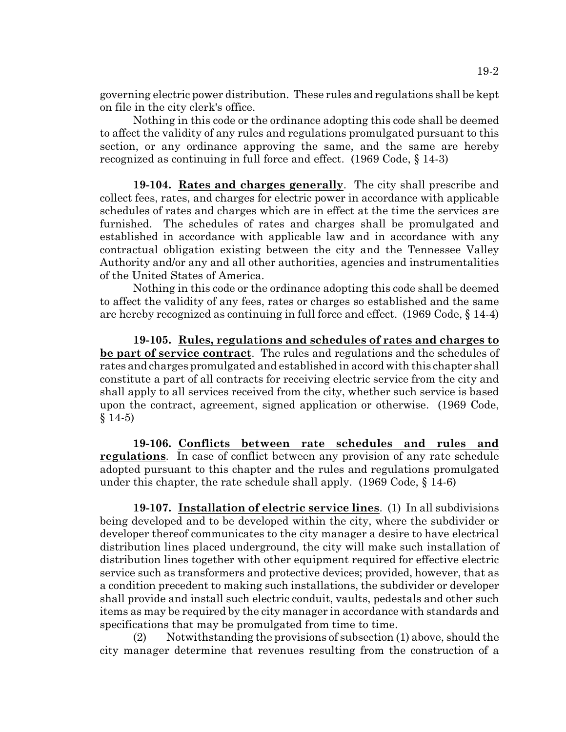governing electric power distribution. These rules and regulations shall be kept on file in the city clerk's office.

Nothing in this code or the ordinance adopting this code shall be deemed to affect the validity of any rules and regulations promulgated pursuant to this section, or any ordinance approving the same, and the same are hereby recognized as continuing in full force and effect. (1969 Code, § 14-3)

**19-104. Rates and charges generally**. The city shall prescribe and collect fees, rates, and charges for electric power in accordance with applicable schedules of rates and charges which are in effect at the time the services are furnished. The schedules of rates and charges shall be promulgated and established in accordance with applicable law and in accordance with any contractual obligation existing between the city and the Tennessee Valley Authority and/or any and all other authorities, agencies and instrumentalities of the United States of America.

Nothing in this code or the ordinance adopting this code shall be deemed to affect the validity of any fees, rates or charges so established and the same are hereby recognized as continuing in full force and effect. (1969 Code, § 14-4)

**19-105. Rules, regulations and schedules of rates and charges to be part of service contract**. The rules and regulations and the schedules of rates and charges promulgated and established in accord with this chapter shall constitute a part of all contracts for receiving electric service from the city and shall apply to all services received from the city, whether such service is based upon the contract, agreement, signed application or otherwise. (1969 Code, § 14-5)

**19-106. Conflicts between rate schedules and rules and regulations**. In case of conflict between any provision of any rate schedule adopted pursuant to this chapter and the rules and regulations promulgated under this chapter, the rate schedule shall apply. (1969 Code, § 14-6)

**19-107. Installation of electric service lines**. (1) In all subdivisions being developed and to be developed within the city, where the subdivider or developer thereof communicates to the city manager a desire to have electrical distribution lines placed underground, the city will make such installation of distribution lines together with other equipment required for effective electric service such as transformers and protective devices; provided, however, that as a condition precedent to making such installations, the subdivider or developer shall provide and install such electric conduit, vaults, pedestals and other such items as may be required by the city manager in accordance with standards and specifications that may be promulgated from time to time.

(2) Notwithstanding the provisions of subsection (1) above, should the city manager determine that revenues resulting from the construction of a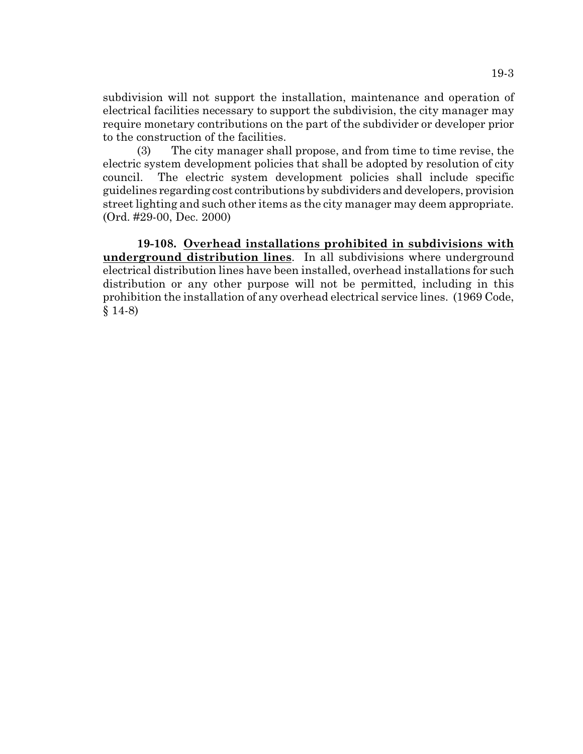subdivision will not support the installation, maintenance and operation of electrical facilities necessary to support the subdivision, the city manager may require monetary contributions on the part of the subdivider or developer prior to the construction of the facilities.

(3) The city manager shall propose, and from time to time revise, the electric system development policies that shall be adopted by resolution of city council. The electric system development policies shall include specific guidelines regarding cost contributions by subdividers and developers, provision street lighting and such other items as the city manager may deem appropriate. (Ord. #29-00, Dec. 2000)

**19-108. Overhead installations prohibited in subdivisions with underground distribution lines**. In all subdivisions where underground electrical distribution lines have been installed, overhead installations for such distribution or any other purpose will not be permitted, including in this prohibition the installation of any overhead electrical service lines. (1969 Code, § 14-8)